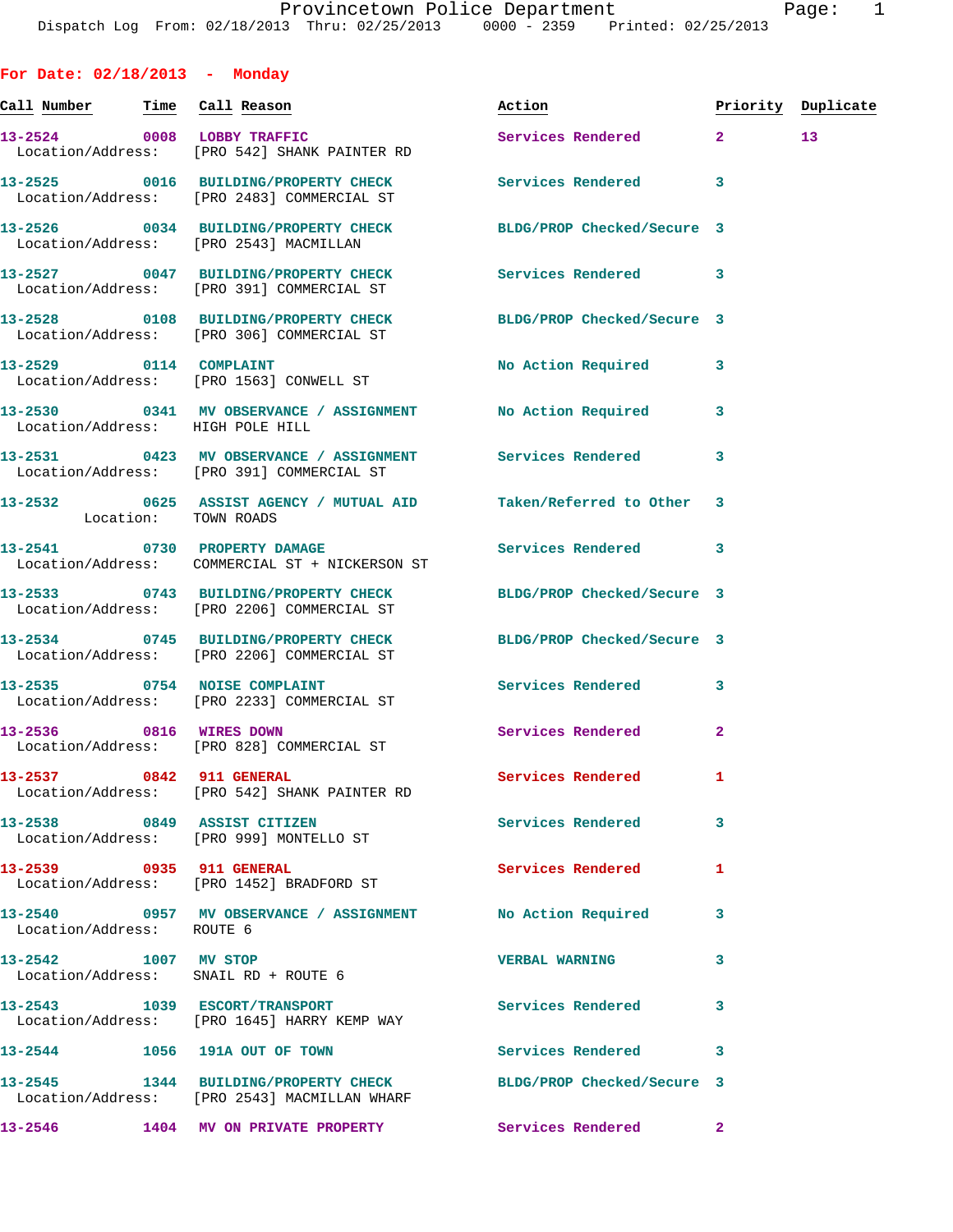Provincetown Police Department
Dispatch Log From: 02/18/2013 Thru: 02/25/2013 0000 - 2359 Printed: 02/25/2013

## For Date: 02/18/2013 - Monday

| Call Number | Time | Call Reason | Action | Priority | Duplicate |
|---|---|---|---|---|---|
| 13-2524 | 0008 | LOBBY TRAFFIC | Services Rendered | 2 | 13 |
| Location/Address: | | [PRO 542] SHANK PAINTER RD | | | |
| 13-2525 | 0016 | BUILDING/PROPERTY CHECK | Services Rendered | 3 | |
| Location/Address: | | [PRO 2483] COMMERCIAL ST | | | |
| 13-2526 | 0034 | BUILDING/PROPERTY CHECK | BLDG/PROP Checked/Secure | 3 | |
| Location/Address: | | [PRO 2543] MACMILLAN | | | |
| 13-2527 | 0047 | BUILDING/PROPERTY CHECK | Services Rendered | 3 | |
| Location/Address: | | [PRO 391] COMMERCIAL ST | | | |
| 13-2528 | 0108 | BUILDING/PROPERTY CHECK | BLDG/PROP Checked/Secure | 3 | |
| Location/Address: | | [PRO 306] COMMERCIAL ST | | | |
| 13-2529 | 0114 | COMPLAINT | No Action Required | 3 | |
| Location/Address: | | [PRO 1563] CONWELL ST | | | |
| 13-2530 | 0341 | MV OBSERVANCE / ASSIGNMENT | No Action Required | 3 | |
| Location/Address: | | HIGH POLE HILL | | | |
| 13-2531 | 0423 | MV OBSERVANCE / ASSIGNMENT | Services Rendered | 3 | |
| Location/Address: | | [PRO 391] COMMERCIAL ST | | | |
| 13-2532 | 0625 | ASSIST AGENCY / MUTUAL AID | Taken/Referred to Other | 3 | |
| Location: | | TOWN ROADS | | | |
| 13-2541 | 0730 | PROPERTY DAMAGE | Services Rendered | 3 | |
| Location/Address: | | COMMERCIAL ST + NICKERSON ST | | | |
| 13-2533 | 0743 | BUILDING/PROPERTY CHECK | BLDG/PROP Checked/Secure | 3 | |
| Location/Address: | | [PRO 2206] COMMERCIAL ST | | | |
| 13-2534 | 0745 | BUILDING/PROPERTY CHECK | BLDG/PROP Checked/Secure | 3 | |
| Location/Address: | | [PRO 2206] COMMERCIAL ST | | | |
| 13-2535 | 0754 | NOISE COMPLAINT | Services Rendered | 3 | |
| Location/Address: | | [PRO 2233] COMMERCIAL ST | | | |
| 13-2536 | 0816 | WIRES DOWN | Services Rendered | 2 | |
| Location/Address: | | [PRO 828] COMMERCIAL ST | | | |
| 13-2537 | 0842 | 911 GENERAL | Services Rendered | 1 | |
| Location/Address: | | [PRO 542] SHANK PAINTER RD | | | |
| 13-2538 | 0849 | ASSIST CITIZEN | Services Rendered | 3 | |
| Location/Address: | | [PRO 999] MONTELLO ST | | | |
| 13-2539 | 0935 | 911 GENERAL | Services Rendered | 1 | |
| Location/Address: | | [PRO 1452] BRADFORD ST | | | |
| 13-2540 | 0957 | MV OBSERVANCE / ASSIGNMENT | No Action Required | 3 | |
| Location/Address: | | ROUTE 6 | | | |
| 13-2542 | 1007 | MV STOP | VERBAL WARNING | 3 | |
| Location/Address: | | SNAIL RD + ROUTE 6 | | | |
| 13-2543 | 1039 | ESCORT/TRANSPORT | Services Rendered | 3 | |
| Location/Address: | | [PRO 1645] HARRY KEMP WAY | | | |
| 13-2544 | 1056 | 191A OUT OF TOWN | Services Rendered | 3 | |
| 13-2545 | 1344 | BUILDING/PROPERTY CHECK | BLDG/PROP Checked/Secure | 3 | |
| Location/Address: | | [PRO 2543] MACMILLAN WHARF | | | |
| 13-2546 | 1404 | MV ON PRIVATE PROPERTY | Services Rendered | 2 | |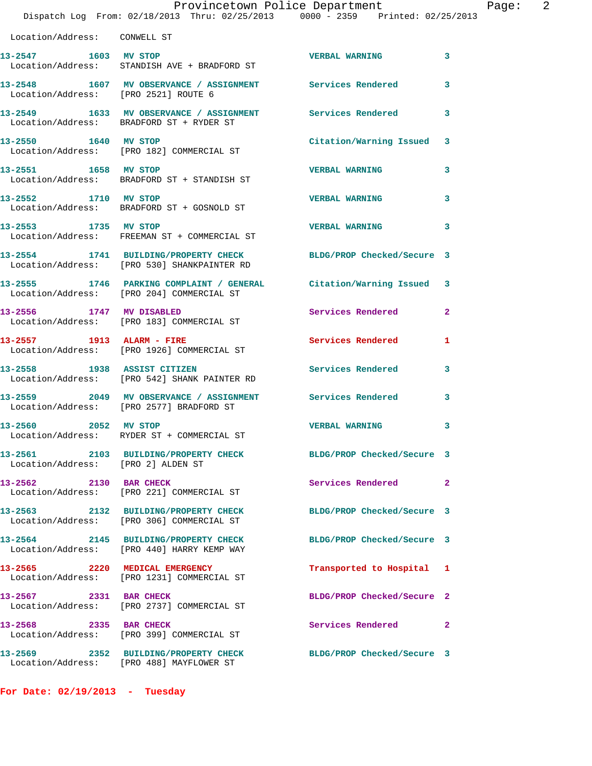Location/Address: CONWELL ST

| Call # | Time | Call Reason | Action | Priority |
|---|---|---|---|---|
| 13-2547 | 1603 | MV STOP | VERBAL WARNING | 3 |
| | | Location/Address: STANDISH AVE + BRADFORD ST | | |
| 13-2548 | 1607 | MV OBSERVANCE / ASSIGNMENT | Services Rendered | 3 |
| | | Location/Address: [PRO 2521] ROUTE 6 | | |
| 13-2549 | 1633 | MV OBSERVANCE / ASSIGNMENT | Services Rendered | 3 |
| | | Location/Address: BRADFORD ST + RYDER ST | | |
| 13-2550 | 1640 | MV STOP | Citation/Warning Issued | 3 |
| | | Location/Address: [PRO 182] COMMERCIAL ST | | |
| 13-2551 | 1658 | MV STOP | VERBAL WARNING | 3 |
| | | Location/Address: BRADFORD ST + STANDISH ST | | |
| 13-2552 | 1710 | MV STOP | VERBAL WARNING | 3 |
| | | Location/Address: BRADFORD ST + GOSNOLD ST | | |
| 13-2553 | 1735 | MV STOP | VERBAL WARNING | 3 |
| | | Location/Address: FREEMAN ST + COMMERCIAL ST | | |
| 13-2554 | 1741 | BUILDING/PROPERTY CHECK | BLDG/PROP Checked/Secure | 3 |
| | | Location/Address: [PRO 530] SHANKPAINTER RD | | |
| 13-2555 | 1746 | PARKING COMPLAINT / GENERAL | Citation/Warning Issued | 3 |
| | | Location/Address: [PRO 204] COMMERCIAL ST | | |
| 13-2556 | 1747 | MV DISABLED | Services Rendered | 2 |
| | | Location/Address: [PRO 183] COMMERCIAL ST | | |
| 13-2557 | 1913 | ALARM - FIRE | Services Rendered | 1 |
| | | Location/Address: [PRO 1926] COMMERCIAL ST | | |
| 13-2558 | 1938 | ASSIST CITIZEN | Services Rendered | 3 |
| | | Location/Address: [PRO 542] SHANK PAINTER RD | | |
| 13-2559 | 2049 | MV OBSERVANCE / ASSIGNMENT | Services Rendered | 3 |
| | | Location/Address: [PRO 2577] BRADFORD ST | | |
| 13-2560 | 2052 | MV STOP | VERBAL WARNING | 3 |
| | | Location/Address: RYDER ST + COMMERCIAL ST | | |
| 13-2561 | 2103 | BUILDING/PROPERTY CHECK | BLDG/PROP Checked/Secure | 3 |
| | | Location/Address: [PRO 2] ALDEN ST | | |
| 13-2562 | 2130 | BAR CHECK | Services Rendered | 2 |
| | | Location/Address: [PRO 221] COMMERCIAL ST | | |
| 13-2563 | 2132 | BUILDING/PROPERTY CHECK | BLDG/PROP Checked/Secure | 3 |
| | | Location/Address: [PRO 306] COMMERCIAL ST | | |
| 13-2564 | 2145 | BUILDING/PROPERTY CHECK | BLDG/PROP Checked/Secure | 3 |
| | | Location/Address: [PRO 440] HARRY KEMP WAY | | |
| 13-2565 | 2220 | MEDICAL EMERGENCY | Transported to Hospital | 1 |
| | | Location/Address: [PRO 1231] COMMERCIAL ST | | |
| 13-2567 | 2331 | BAR CHECK | BLDG/PROP Checked/Secure | 2 |
| | | Location/Address: [PRO 2737] COMMERCIAL ST | | |
| 13-2568 | 2335 | BAR CHECK | Services Rendered | 2 |
| | | Location/Address: [PRO 399] COMMERCIAL ST | | |
| 13-2569 | 2352 | BUILDING/PROPERTY CHECK | BLDG/PROP Checked/Secure | 3 |
| | | Location/Address: [PRO 488] MAYFLOWER ST | | |

**For Date: 02/19/2013 - Tuesday**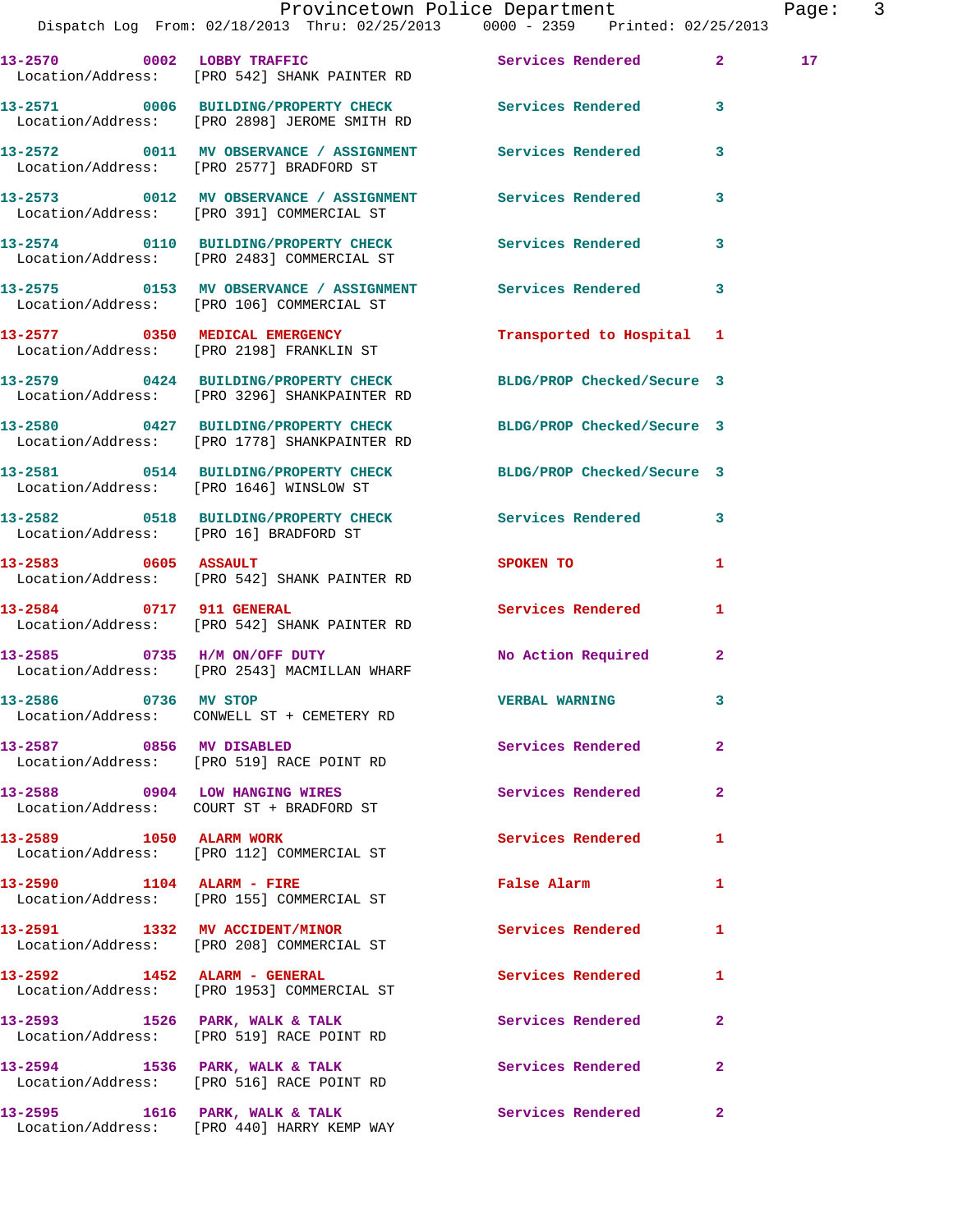13-2570 0002 LOBBY TRAFFIC Services Rendered 2 17
Location/Address: [PRO 542] SHANK PAINTER RD

13-2571 0006 BUILDING/PROPERTY CHECK Services Rendered 3
Location/Address: [PRO 2898] JEROME SMITH RD

13-2572 0011 MV OBSERVANCE / ASSIGNMENT Services Rendered 3
Location/Address: [PRO 2577] BRADFORD ST

13-2573 0012 MV OBSERVANCE / ASSIGNMENT Services Rendered 3
Location/Address: [PRO 391] COMMERCIAL ST

13-2574 0110 BUILDING/PROPERTY CHECK Services Rendered 3
Location/Address: [PRO 2483] COMMERCIAL ST

13-2575 0153 MV OBSERVANCE / ASSIGNMENT Services Rendered 3
Location/Address: [PRO 106] COMMERCIAL ST

13-2577 0350 MEDICAL EMERGENCY Transported to Hospital 1
Location/Address: [PRO 2198] FRANKLIN ST

13-2579 0424 BUILDING/PROPERTY CHECK BLDG/PROP Checked/Secure 3
Location/Address: [PRO 3296] SHANKPAINTER RD

13-2580 0427 BUILDING/PROPERTY CHECK BLDG/PROP Checked/Secure 3
Location/Address: [PRO 1778] SHANKPAINTER RD

13-2581 0514 BUILDING/PROPERTY CHECK BLDG/PROP Checked/Secure 3
Location/Address: [PRO 1646] WINSLOW ST

13-2582 0518 BUILDING/PROPERTY CHECK Services Rendered 3
Location/Address: [PRO 16] BRADFORD ST

13-2583 0605 ASSAULT SPOKEN TO 1
Location/Address: [PRO 542] SHANK PAINTER RD

13-2584 0717 911 GENERAL Services Rendered 1
Location/Address: [PRO 542] SHANK PAINTER RD

13-2585 0735 H/M ON/OFF DUTY No Action Required 2
Location/Address: [PRO 2543] MACMILLAN WHARF

13-2586 0736 MV STOP VERBAL WARNING 3
Location/Address: CONWELL ST + CEMETERY RD

13-2587 0856 MV DISABLED Services Rendered 2
Location/Address: [PRO 519] RACE POINT RD

13-2588 0904 LOW HANGING WIRES Services Rendered 2
Location/Address: COURT ST + BRADFORD ST

13-2589 1050 ALARM WORK Services Rendered 1
Location/Address: [PRO 112] COMMERCIAL ST

13-2590 1104 ALARM - FIRE False Alarm 1
Location/Address: [PRO 155] COMMERCIAL ST

13-2591 1332 MV ACCIDENT/MINOR Services Rendered 1
Location/Address: [PRO 208] COMMERCIAL ST

13-2592 1452 ALARM - GENERAL Services Rendered 1
Location/Address: [PRO 1953] COMMERCIAL ST

13-2593 1526 PARK, WALK & TALK Services Rendered 2
Location/Address: [PRO 519] RACE POINT RD

13-2594 1536 PARK, WALK & TALK Services Rendered 2
Location/Address: [PRO 516] RACE POINT RD

13-2595 1616 PARK, WALK & TALK Services Rendered 2
Location/Address: [PRO 440] HARRY KEMP WAY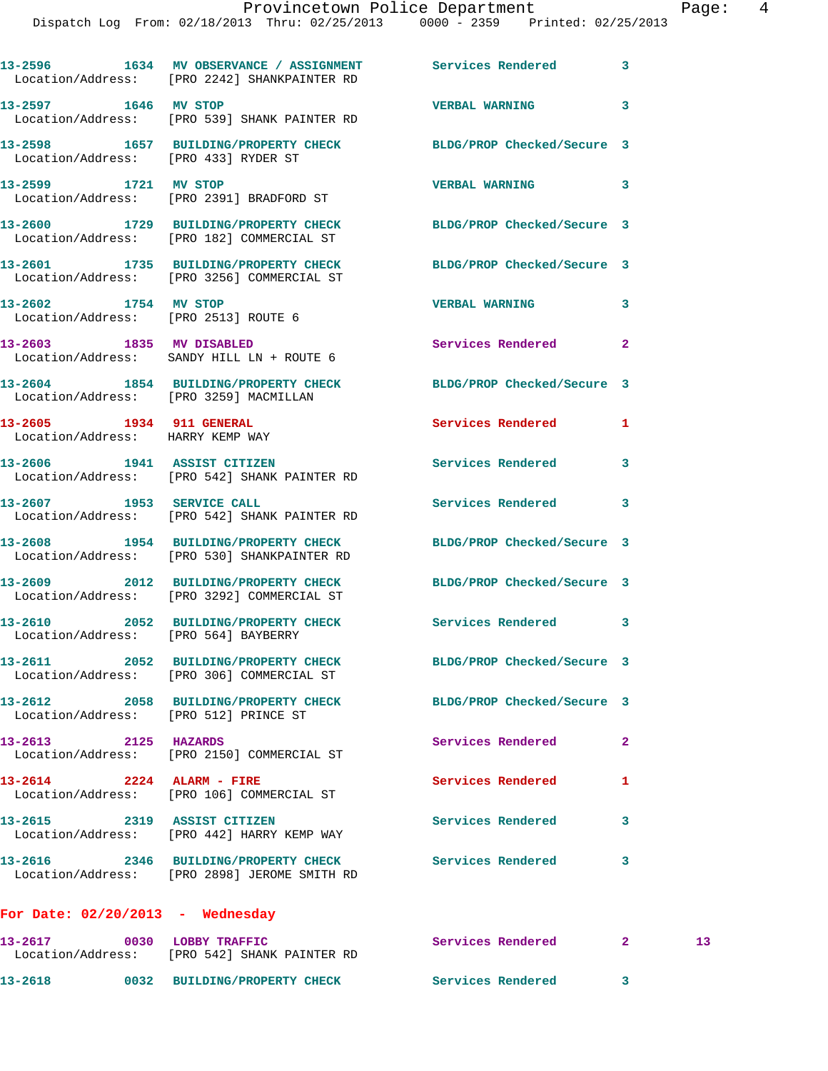13-2596 1634 MV OBSERVANCE / ASSIGNMENT Services Rendered 3
Location/Address: [PRO 2242] SHANKPAINTER RD

13-2597 1646 MV STOP VERBAL WARNING 3
Location/Address: [PRO 539] SHANK PAINTER RD

13-2598 1657 BUILDING/PROPERTY CHECK BLDG/PROP Checked/Secure 3
Location/Address: [PRO 433] RYDER ST

13-2599 1721 MV STOP VERBAL WARNING 3
Location/Address: [PRO 2391] BRADFORD ST

13-2600 1729 BUILDING/PROPERTY CHECK BLDG/PROP Checked/Secure 3
Location/Address: [PRO 182] COMMERCIAL ST

13-2601 1735 BUILDING/PROPERTY CHECK BLDG/PROP Checked/Secure 3
Location/Address: [PRO 3256] COMMERCIAL ST

13-2602 1754 MV STOP VERBAL WARNING 3
Location/Address: [PRO 2513] ROUTE 6

13-2603 1835 MV DISABLED Services Rendered 2
Location/Address: SANDY HILL LN + ROUTE 6

13-2604 1854 BUILDING/PROPERTY CHECK BLDG/PROP Checked/Secure 3
Location/Address: [PRO 3259] MACMILLAN

13-2605 1934 911 GENERAL Services Rendered 1
Location/Address: HARRY KEMP WAY

13-2606 1941 ASSIST CITIZEN Services Rendered 3
Location/Address: [PRO 542] SHANK PAINTER RD

13-2607 1953 SERVICE CALL Services Rendered 3
Location/Address: [PRO 542] SHANK PAINTER RD

13-2608 1954 BUILDING/PROPERTY CHECK BLDG/PROP Checked/Secure 3
Location/Address: [PRO 530] SHANKPAINTER RD

13-2609 2012 BUILDING/PROPERTY CHECK BLDG/PROP Checked/Secure 3
Location/Address: [PRO 3292] COMMERCIAL ST

13-2610 2052 BUILDING/PROPERTY CHECK Services Rendered 3
Location/Address: [PRO 564] BAYBERRY

13-2611 2052 BUILDING/PROPERTY CHECK BLDG/PROP Checked/Secure 3
Location/Address: [PRO 306] COMMERCIAL ST

13-2612 2058 BUILDING/PROPERTY CHECK BLDG/PROP Checked/Secure 3
Location/Address: [PRO 512] PRINCE ST

13-2613 2125 HAZARDS Services Rendered 2
Location/Address: [PRO 2150] COMMERCIAL ST

13-2614 2224 ALARM - FIRE Services Rendered 1
Location/Address: [PRO 106] COMMERCIAL ST

13-2615 2319 ASSIST CITIZEN Services Rendered 3
Location/Address: [PRO 442] HARRY KEMP WAY

13-2616 2346 BUILDING/PROPERTY CHECK Services Rendered 3
Location/Address: [PRO 2898] JEROME SMITH RD

## For Date: 02/20/2013 - Wednesday

13-2617 0030 LOBBY TRAFFIC Services Rendered 2 13
Location/Address: [PRO 542] SHANK PAINTER RD

13-2618 0032 BUILDING/PROPERTY CHECK Services Rendered 3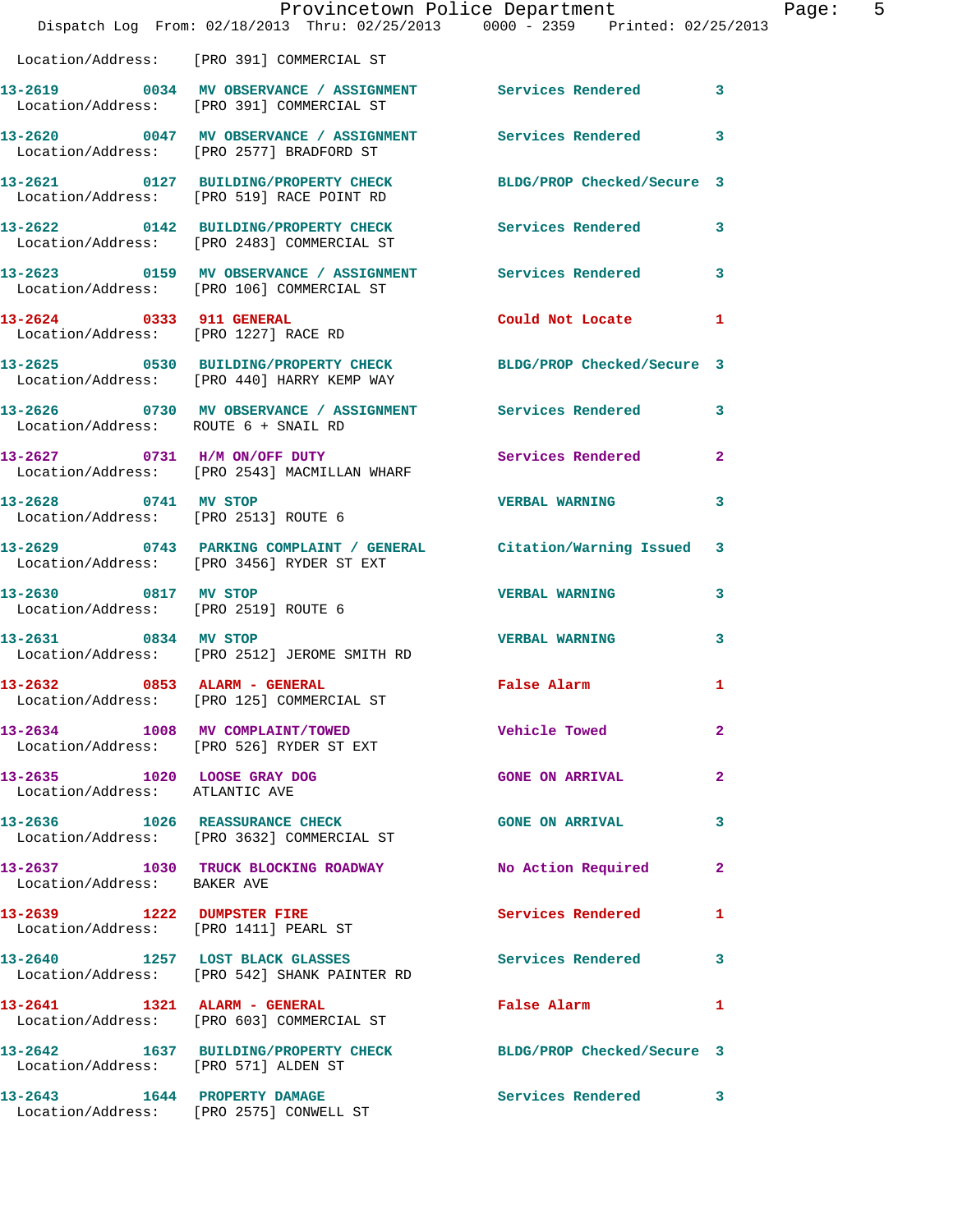Location/Address: [PRO 391] COMMERCIAL ST

| Call # | Time | Call Reason | Action | Priority |
|---|---|---|---|---|
| 13-2619 | 0034 | MV OBSERVANCE / ASSIGNMENT | Services Rendered | 3 |
| | | Location/Address: [PRO 391] COMMERCIAL ST | | |
| 13-2620 | 0047 | MV OBSERVANCE / ASSIGNMENT | Services Rendered | 3 |
| | | Location/Address: [PRO 2577] BRADFORD ST | | |
| 13-2621 | 0127 | BUILDING/PROPERTY CHECK | BLDG/PROP Checked/Secure | 3 |
| | | Location/Address: [PRO 519] RACE POINT RD | | |
| 13-2622 | 0142 | BUILDING/PROPERTY CHECK | Services Rendered | 3 |
| | | Location/Address: [PRO 2483] COMMERCIAL ST | | |
| 13-2623 | 0159 | MV OBSERVANCE / ASSIGNMENT | Services Rendered | 3 |
| | | Location/Address: [PRO 106] COMMERCIAL ST | | |
| 13-2624 | 0333 | 911 GENERAL | Could Not Locate | 1 |
| | | Location/Address: [PRO 1227] RACE RD | | |
| 13-2625 | 0530 | BUILDING/PROPERTY CHECK | BLDG/PROP Checked/Secure | 3 |
| | | Location/Address: [PRO 440] HARRY KEMP WAY | | |
| 13-2626 | 0730 | MV OBSERVANCE / ASSIGNMENT | Services Rendered | 3 |
| | | Location/Address: ROUTE 6 + SNAIL RD | | |
| 13-2627 | 0731 | H/M ON/OFF DUTY | Services Rendered | 2 |
| | | Location/Address: [PRO 2543] MACMILLAN WHARF | | |
| 13-2628 | 0741 | MV STOP | VERBAL WARNING | 3 |
| | | Location/Address: [PRO 2513] ROUTE 6 | | |
| 13-2629 | 0743 | PARKING COMPLAINT / GENERAL | Citation/Warning Issued | 3 |
| | | Location/Address: [PRO 3456] RYDER ST EXT | | |
| 13-2630 | 0817 | MV STOP | VERBAL WARNING | 3 |
| | | Location/Address: [PRO 2519] ROUTE 6 | | |
| 13-2631 | 0834 | MV STOP | VERBAL WARNING | 3 |
| | | Location/Address: [PRO 2512] JEROME SMITH RD | | |
| 13-2632 | 0853 | ALARM - GENERAL | False Alarm | 1 |
| | | Location/Address: [PRO 125] COMMERCIAL ST | | |
| 13-2634 | 1008 | MV COMPLAINT/TOWED | Vehicle Towed | 2 |
| | | Location/Address: [PRO 526] RYDER ST EXT | | |
| 13-2635 | 1020 | LOOSE GRAY DOG | GONE ON ARRIVAL | 2 |
| | | Location/Address: ATLANTIC AVE | | |
| 13-2636 | 1026 | REASSURANCE CHECK | GONE ON ARRIVAL | 3 |
| | | Location/Address: [PRO 3632] COMMERCIAL ST | | |
| 13-2637 | 1030 | TRUCK BLOCKING ROADWAY | No Action Required | 2 |
| | | Location/Address: BAKER AVE | | |
| 13-2639 | 1222 | DUMPSTER FIRE | Services Rendered | 1 |
| | | Location/Address: [PRO 1411] PEARL ST | | |
| 13-2640 | 1257 | LOST BLACK GLASSES | Services Rendered | 3 |
| | | Location/Address: [PRO 542] SHANK PAINTER RD | | |
| 13-2641 | 1321 | ALARM - GENERAL | False Alarm | 1 |
| | | Location/Address: [PRO 603] COMMERCIAL ST | | |
| 13-2642 | 1637 | BUILDING/PROPERTY CHECK | BLDG/PROP Checked/Secure | 3 |
| | | Location/Address: [PRO 571] ALDEN ST | | |
| 13-2643 | 1644 | PROPERTY DAMAGE | Services Rendered | 3 |
| | | Location/Address: [PRO 2575] CONWELL ST | | |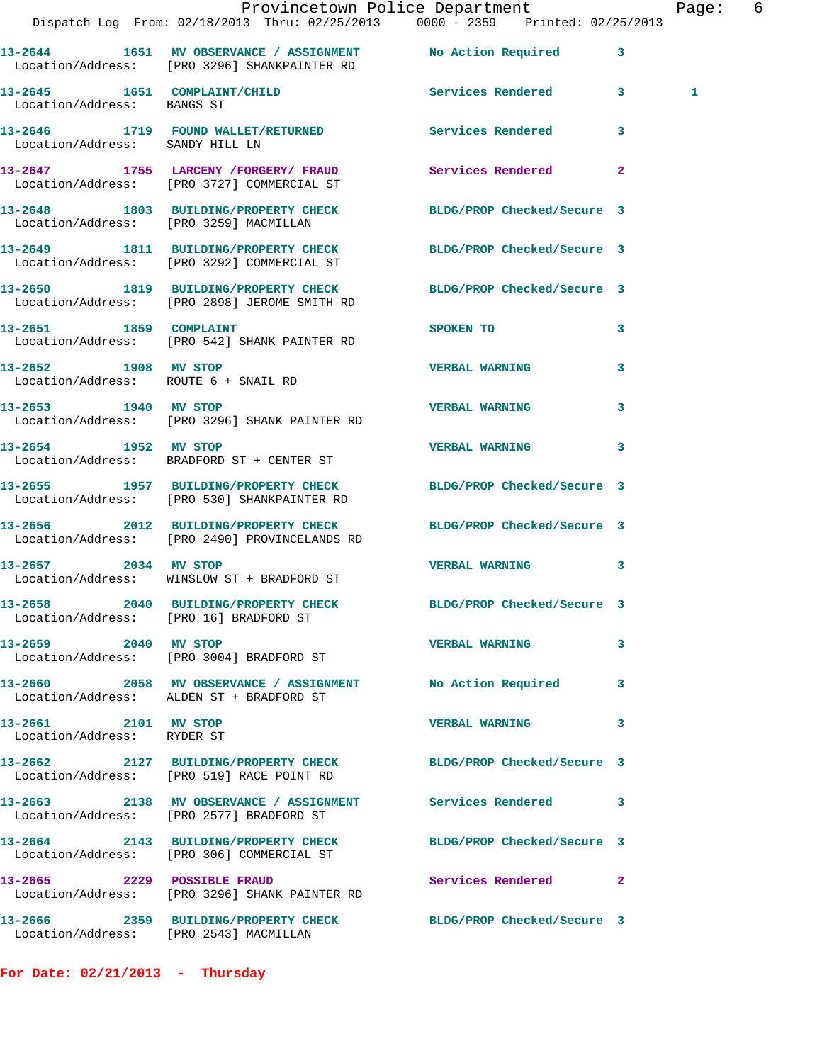13-2644 1651 MV OBSERVANCE / ASSIGNMENT No Action Required 3
Location/Address: [PRO 3296] SHANKPAINTER RD

13-2645 1651 COMPLAINT/CHILD Services Rendered 3 1
Location/Address: BANGS ST

13-2646 1719 FOUND WALLET/RETURNED Services Rendered 3
Location/Address: SANDY HILL LN

13-2647 1755 LARCENY /FORGERY/ FRAUD Services Rendered 2
Location/Address: [PRO 3727] COMMERCIAL ST

13-2648 1803 BUILDING/PROPERTY CHECK BLDG/PROP Checked/Secure 3
Location/Address: [PRO 3259] MACMILLAN

13-2649 1811 BUILDING/PROPERTY CHECK BLDG/PROP Checked/Secure 3
Location/Address: [PRO 3292] COMMERCIAL ST

13-2650 1819 BUILDING/PROPERTY CHECK BLDG/PROP Checked/Secure 3
Location/Address: [PRO 2898] JEROME SMITH RD

13-2651 1859 COMPLAINT SPOKEN TO 3
Location/Address: [PRO 542] SHANK PAINTER RD

13-2652 1908 MV STOP VERBAL WARNING 3
Location/Address: ROUTE 6 + SNAIL RD

13-2653 1940 MV STOP VERBAL WARNING 3
Location/Address: [PRO 3296] SHANK PAINTER RD

13-2654 1952 MV STOP VERBAL WARNING 3
Location/Address: BRADFORD ST + CENTER ST

13-2655 1957 BUILDING/PROPERTY CHECK BLDG/PROP Checked/Secure 3
Location/Address: [PRO 530] SHANKPAINTER RD

13-2656 2012 BUILDING/PROPERTY CHECK BLDG/PROP Checked/Secure 3
Location/Address: [PRO 2490] PROVINCELANDS RD

13-2657 2034 MV STOP VERBAL WARNING 3
Location/Address: WINSLOW ST + BRADFORD ST

13-2658 2040 BUILDING/PROPERTY CHECK BLDG/PROP Checked/Secure 3
Location/Address: [PRO 16] BRADFORD ST

13-2659 2040 MV STOP VERBAL WARNING 3
Location/Address: [PRO 3004] BRADFORD ST

13-2660 2058 MV OBSERVANCE / ASSIGNMENT No Action Required 3
Location/Address: ALDEN ST + BRADFORD ST

13-2661 2101 MV STOP VERBAL WARNING 3
Location/Address: RYDER ST

13-2662 2127 BUILDING/PROPERTY CHECK BLDG/PROP Checked/Secure 3
Location/Address: [PRO 519] RACE POINT RD

13-2663 2138 MV OBSERVANCE / ASSIGNMENT Services Rendered 3
Location/Address: [PRO 2577] BRADFORD ST

13-2664 2143 BUILDING/PROPERTY CHECK BLDG/PROP Checked/Secure 3
Location/Address: [PRO 306] COMMERCIAL ST

13-2665 2229 POSSIBLE FRAUD Services Rendered 2
Location/Address: [PRO 3296] SHANK PAINTER RD

13-2666 2359 BUILDING/PROPERTY CHECK BLDG/PROP Checked/Secure 3
Location/Address: [PRO 2543] MACMILLAN

**For Date: 02/21/2013 - Thursday**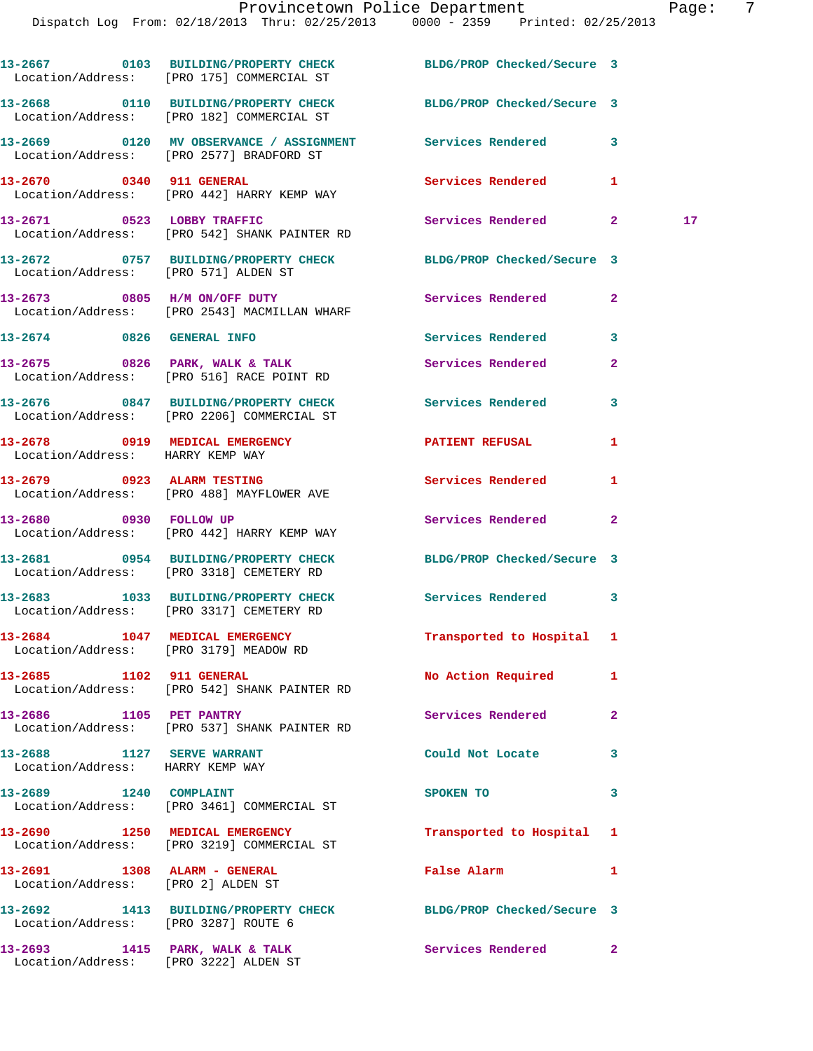13-2667 0103 BUILDING/PROPERTY CHECK BLDG/PROP Checked/Secure 3
Location/Address: [PRO 175] COMMERCIAL ST

13-2668 0110 BUILDING/PROPERTY CHECK BLDG/PROP Checked/Secure 3
Location/Address: [PRO 182] COMMERCIAL ST

13-2669 0120 MV OBSERVANCE / ASSIGNMENT Services Rendered 3
Location/Address: [PRO 2577] BRADFORD ST

13-2670 0340 911 GENERAL Services Rendered 1
Location/Address: [PRO 442] HARRY KEMP WAY

13-2671 0523 LOBBY TRAFFIC Services Rendered 2 17
Location/Address: [PRO 542] SHANK PAINTER RD

13-2672 0757 BUILDING/PROPERTY CHECK BLDG/PROP Checked/Secure 3
Location/Address: [PRO 571] ALDEN ST

13-2673 0805 H/M ON/OFF DUTY Services Rendered 2
Location/Address: [PRO 2543] MACMILLAN WHARF

13-2674 0826 GENERAL INFO Services Rendered 3

13-2675 0826 PARK, WALK & TALK Services Rendered 2
Location/Address: [PRO 516] RACE POINT RD

13-2676 0847 BUILDING/PROPERTY CHECK Services Rendered 3
Location/Address: [PRO 2206] COMMERCIAL ST

13-2678 0919 MEDICAL EMERGENCY PATIENT REFUSAL 1
Location/Address: HARRY KEMP WAY

13-2679 0923 ALARM TESTING Services Rendered 1
Location/Address: [PRO 488] MAYFLOWER AVE

13-2680 0930 FOLLOW UP Services Rendered 2
Location/Address: [PRO 442] HARRY KEMP WAY

13-2681 0954 BUILDING/PROPERTY CHECK BLDG/PROP Checked/Secure 3
Location/Address: [PRO 3318] CEMETERY RD

13-2683 1033 BUILDING/PROPERTY CHECK Services Rendered 3
Location/Address: [PRO 3317] CEMETERY RD

13-2684 1047 MEDICAL EMERGENCY Transported to Hospital 1
Location/Address: [PRO 3179] MEADOW RD

13-2685 1102 911 GENERAL No Action Required 1
Location/Address: [PRO 542] SHANK PAINTER RD

13-2686 1105 PET PANTRY Services Rendered 2
Location/Address: [PRO 537] SHANK PAINTER RD

13-2688 1127 SERVE WARRANT Could Not Locate 3
Location/Address: HARRY KEMP WAY

13-2689 1240 COMPLAINT SPOKEN TO 3
Location/Address: [PRO 3461] COMMERCIAL ST

13-2690 1250 MEDICAL EMERGENCY Transported to Hospital 1
Location/Address: [PRO 3219] COMMERCIAL ST

13-2691 1308 ALARM - GENERAL False Alarm 1
Location/Address: [PRO 2] ALDEN ST

13-2692 1413 BUILDING/PROPERTY CHECK BLDG/PROP Checked/Secure 3
Location/Address: [PRO 3287] ROUTE 6

13-2693 1415 PARK, WALK & TALK Services Rendered 2
Location/Address: [PRO 3222] ALDEN ST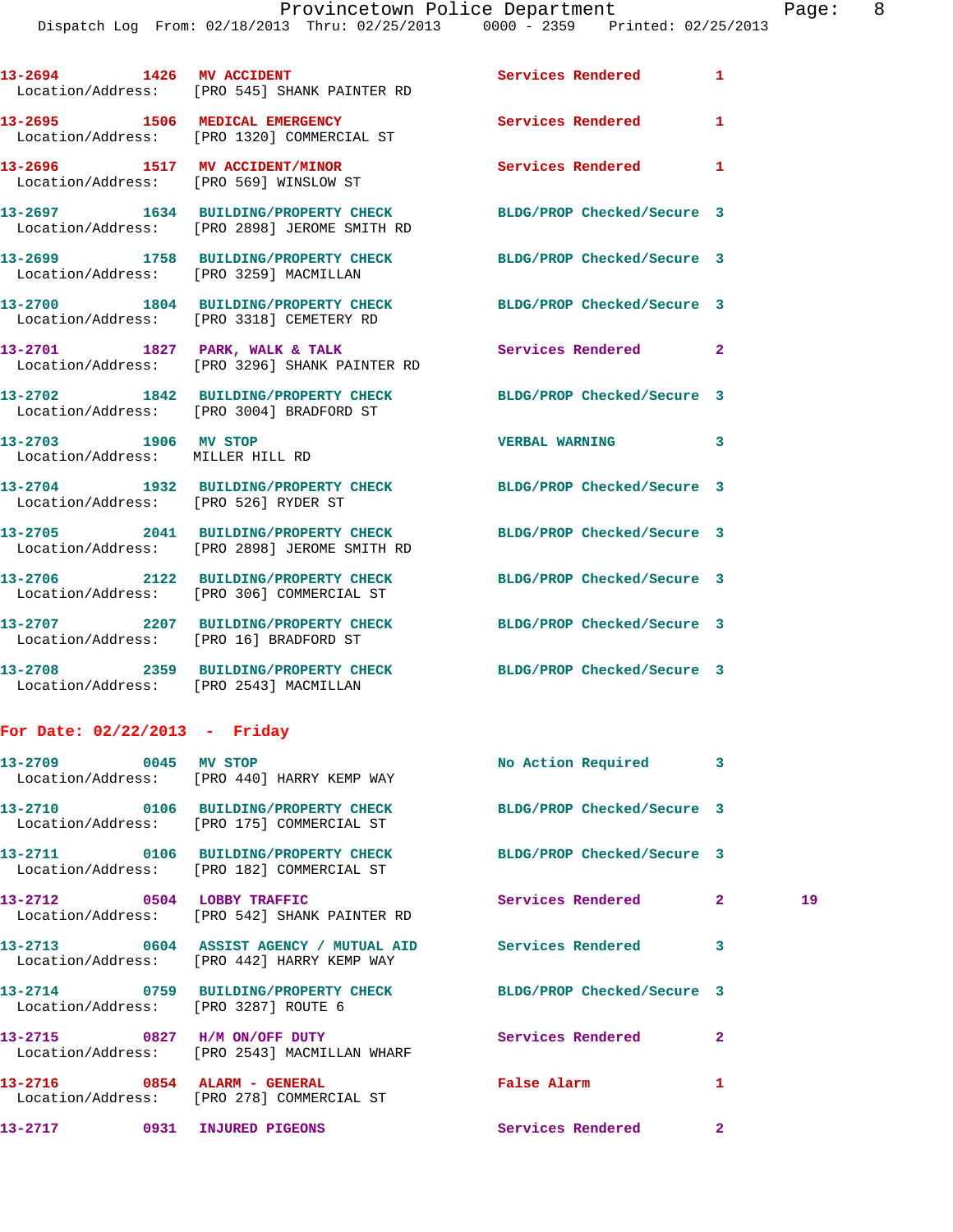13-2694 1426 MV ACCIDENT Services Rendered 1
 Location/Address: [PRO 545] SHANK PAINTER RD

13-2695 1506 MEDICAL EMERGENCY Services Rendered 1
 Location/Address: [PRO 1320] COMMERCIAL ST

13-2696 1517 MV ACCIDENT/MINOR Services Rendered 1
 Location/Address: [PRO 569] WINSLOW ST

13-2697 1634 BUILDING/PROPERTY CHECK BLDG/PROP Checked/Secure 3
 Location/Address: [PRO 2898] JEROME SMITH RD

13-2699 1758 BUILDING/PROPERTY CHECK BLDG/PROP Checked/Secure 3
 Location/Address: [PRO 3259] MACMILLAN

13-2700 1804 BUILDING/PROPERTY CHECK BLDG/PROP Checked/Secure 3
 Location/Address: [PRO 3318] CEMETERY RD

13-2701 1827 PARK, WALK & TALK Services Rendered 2
 Location/Address: [PRO 3296] SHANK PAINTER RD

13-2702 1842 BUILDING/PROPERTY CHECK BLDG/PROP Checked/Secure 3
 Location/Address: [PRO 3004] BRADFORD ST

13-2703 1906 MV STOP VERBAL WARNING 3
 Location/Address: MILLER HILL RD

13-2704 1932 BUILDING/PROPERTY CHECK BLDG/PROP Checked/Secure 3
 Location/Address: [PRO 526] RYDER ST

13-2705 2041 BUILDING/PROPERTY CHECK BLDG/PROP Checked/Secure 3
 Location/Address: [PRO 2898] JEROME SMITH RD

13-2706 2122 BUILDING/PROPERTY CHECK BLDG/PROP Checked/Secure 3
 Location/Address: [PRO 306] COMMERCIAL ST

13-2707 2207 BUILDING/PROPERTY CHECK BLDG/PROP Checked/Secure 3
 Location/Address: [PRO 16] BRADFORD ST

13-2708 2359 BUILDING/PROPERTY CHECK BLDG/PROP Checked/Secure 3
 Location/Address: [PRO 2543] MACMILLAN

**For Date: 02/22/2013 - Friday**

13-2709 0045 MV STOP No Action Required 3
 Location/Address: [PRO 440] HARRY KEMP WAY

13-2710 0106 BUILDING/PROPERTY CHECK BLDG/PROP Checked/Secure 3
 Location/Address: [PRO 175] COMMERCIAL ST

13-2711 0106 BUILDING/PROPERTY CHECK BLDG/PROP Checked/Secure 3
 Location/Address: [PRO 182] COMMERCIAL ST

13-2712 0504 LOBBY TRAFFIC Services Rendered 2 19
 Location/Address: [PRO 542] SHANK PAINTER RD

13-2713 0604 ASSIST AGENCY / MUTUAL AID Services Rendered 3
 Location/Address: [PRO 442] HARRY KEMP WAY

13-2714 0759 BUILDING/PROPERTY CHECK BLDG/PROP Checked/Secure 3
 Location/Address: [PRO 3287] ROUTE 6

13-2715 0827 H/M ON/OFF DUTY Services Rendered 2
 Location/Address: [PRO 2543] MACMILLAN WHARF

13-2716 0854 ALARM - GENERAL False Alarm 1
 Location/Address: [PRO 278] COMMERCIAL ST

13-2717 0931 INJURED PIGEONS Services Rendered 2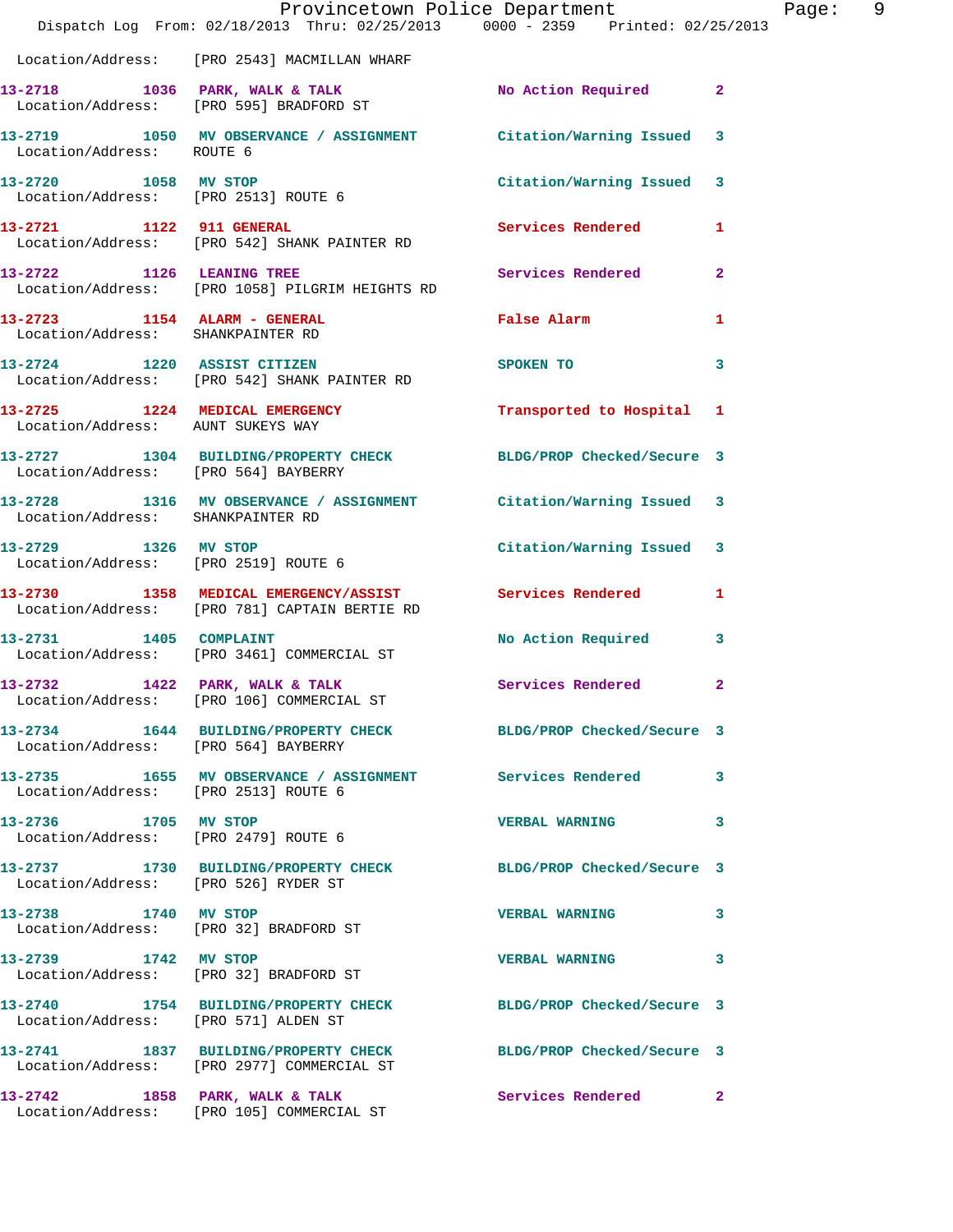Location/Address: [PRO 2543] MACMILLAN WHARF

| Call # | Time | Call Reason | Action | Priority |
|---|---|---|---|---|
| 13-2718 | 1036 | PARK, WALK & TALK | No Action Required | 2 |
| Location/Address: [PRO 595] BRADFORD ST | | | | |
| 13-2719 | 1050 | MV OBSERVANCE / ASSIGNMENT | Citation/Warning Issued | 3 |
| Location/Address: ROUTE 6 | | | | |
| 13-2720 | 1058 | MV STOP | Citation/Warning Issued | 3 |
| Location/Address: [PRO 2513] ROUTE 6 | | | | |
| 13-2721 | 1122 | 911 GENERAL | Services Rendered | 1 |
| Location/Address: [PRO 542] SHANK PAINTER RD | | | | |
| 13-2722 | 1126 | LEANING TREE | Services Rendered | 2 |
| Location/Address: [PRO 1058] PILGRIM HEIGHTS RD | | | | |
| 13-2723 | 1154 | ALARM - GENERAL | False Alarm | 1 |
| Location/Address: SHANKPAINTER RD | | | | |
| 13-2724 | 1220 | ASSIST CITIZEN | SPOKEN TO | 3 |
| Location/Address: [PRO 542] SHANK PAINTER RD | | | | |
| 13-2725 | 1224 | MEDICAL EMERGENCY | Transported to Hospital | 1 |
| Location/Address: AUNT SUKEYS WAY | | | | |
| 13-2727 | 1304 | BUILDING/PROPERTY CHECK | BLDG/PROP Checked/Secure | 3 |
| Location/Address: [PRO 564] BAYBERRY | | | | |
| 13-2728 | 1316 | MV OBSERVANCE / ASSIGNMENT | Citation/Warning Issued | 3 |
| Location/Address: SHANKPAINTER RD | | | | |
| 13-2729 | 1326 | MV STOP | Citation/Warning Issued | 3 |
| Location/Address: [PRO 2519] ROUTE 6 | | | | |
| 13-2730 | 1358 | MEDICAL EMERGENCY/ASSIST | Services Rendered | 1 |
| Location/Address: [PRO 781] CAPTAIN BERTIE RD | | | | |
| 13-2731 | 1405 | COMPLAINT | No Action Required | 3 |
| Location/Address: [PRO 3461] COMMERCIAL ST | | | | |
| 13-2732 | 1422 | PARK, WALK & TALK | Services Rendered | 2 |
| Location/Address: [PRO 106] COMMERCIAL ST | | | | |
| 13-2734 | 1644 | BUILDING/PROPERTY CHECK | BLDG/PROP Checked/Secure | 3 |
| Location/Address: [PRO 564] BAYBERRY | | | | |
| 13-2735 | 1655 | MV OBSERVANCE / ASSIGNMENT | Services Rendered | 3 |
| Location/Address: [PRO 2513] ROUTE 6 | | | | |
| 13-2736 | 1705 | MV STOP | VERBAL WARNING | 3 |
| Location/Address: [PRO 2479] ROUTE 6 | | | | |
| 13-2737 | 1730 | BUILDING/PROPERTY CHECK | BLDG/PROP Checked/Secure | 3 |
| Location/Address: [PRO 526] RYDER ST | | | | |
| 13-2738 | 1740 | MV STOP | VERBAL WARNING | 3 |
| Location/Address: [PRO 32] BRADFORD ST | | | | |
| 13-2739 | 1742 | MV STOP | VERBAL WARNING | 3 |
| Location/Address: [PRO 32] BRADFORD ST | | | | |
| 13-2740 | 1754 | BUILDING/PROPERTY CHECK | BLDG/PROP Checked/Secure | 3 |
| Location/Address: [PRO 571] ALDEN ST | | | | |
| 13-2741 | 1837 | BUILDING/PROPERTY CHECK | BLDG/PROP Checked/Secure | 3 |
| Location/Address: [PRO 2977] COMMERCIAL ST | | | | |
| 13-2742 | 1858 | PARK, WALK & TALK | Services Rendered | 2 |
| Location/Address: [PRO 105] COMMERCIAL ST | | | | |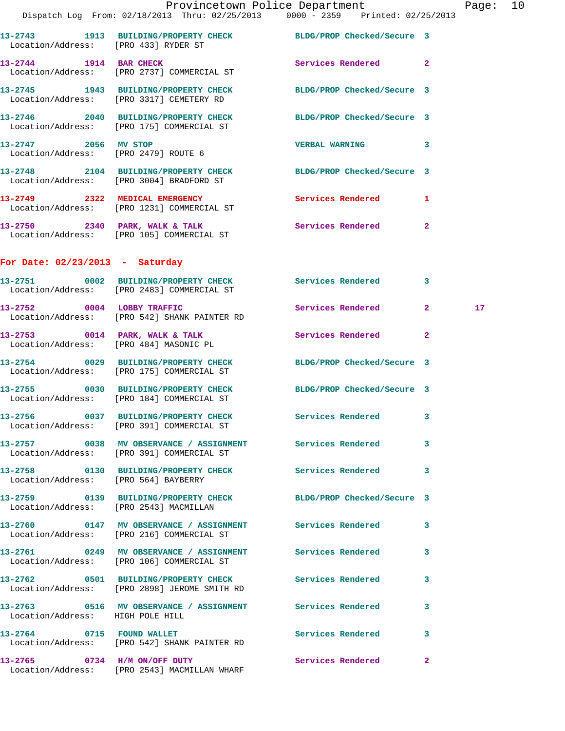13-2743 1913 BUILDING/PROPERTY CHECK BLDG/PROP Checked/Secure 3
Location/Address: [PRO 433] RYDER ST

13-2744 1914 BAR CHECK Services Rendered 2
Location/Address: [PRO 2737] COMMERCIAL ST

13-2745 1943 BUILDING/PROPERTY CHECK BLDG/PROP Checked/Secure 3
Location/Address: [PRO 3317] CEMETERY RD

13-2746 2040 BUILDING/PROPERTY CHECK BLDG/PROP Checked/Secure 3
Location/Address: [PRO 175] COMMERCIAL ST

13-2747 2056 MV STOP VERBAL WARNING 3
Location/Address: [PRO 2479] ROUTE 6

13-2748 2104 BUILDING/PROPERTY CHECK BLDG/PROP Checked/Secure 3
Location/Address: [PRO 3004] BRADFORD ST

13-2749 2322 MEDICAL EMERGENCY Services Rendered 1
Location/Address: [PRO 1231] COMMERCIAL ST

13-2750 2340 PARK, WALK & TALK Services Rendered 2
Location/Address: [PRO 105] COMMERCIAL ST

## For Date: 02/23/2013 - Saturday

13-2751 0002 BUILDING/PROPERTY CHECK Services Rendered 3
Location/Address: [PRO 2483] COMMERCIAL ST

13-2752 0004 LOBBY TRAFFIC Services Rendered 2 17
Location/Address: [PRO 542] SHANK PAINTER RD

13-2753 0014 PARK, WALK & TALK Services Rendered 2
Location/Address: [PRO 484] MASONIC PL

13-2754 0029 BUILDING/PROPERTY CHECK BLDG/PROP Checked/Secure 3
Location/Address: [PRO 175] COMMERCIAL ST

13-2755 0030 BUILDING/PROPERTY CHECK BLDG/PROP Checked/Secure 3
Location/Address: [PRO 184] COMMERCIAL ST

13-2756 0037 BUILDING/PROPERTY CHECK Services Rendered 3
Location/Address: [PRO 391] COMMERCIAL ST

13-2757 0038 MV OBSERVANCE / ASSIGNMENT Services Rendered 3
Location/Address: [PRO 391] COMMERCIAL ST

13-2758 0130 BUILDING/PROPERTY CHECK Services Rendered 3
Location/Address: [PRO 564] BAYBERRY

13-2759 0139 BUILDING/PROPERTY CHECK BLDG/PROP Checked/Secure 3
Location/Address: [PRO 2543] MACMILLAN

13-2760 0147 MV OBSERVANCE / ASSIGNMENT Services Rendered 3
Location/Address: [PRO 216] COMMERCIAL ST

13-2761 0249 MV OBSERVANCE / ASSIGNMENT Services Rendered 3
Location/Address: [PRO 106] COMMERCIAL ST

13-2762 0501 BUILDING/PROPERTY CHECK Services Rendered 3
Location/Address: [PRO 2898] JEROME SMITH RD

13-2763 0516 MV OBSERVANCE / ASSIGNMENT Services Rendered 3
Location/Address: HIGH POLE HILL

13-2764 0715 FOUND WALLET Services Rendered 3
Location/Address: [PRO 542] SHANK PAINTER RD

13-2765 0734 H/M ON/OFF DUTY Services Rendered 2
Location/Address: [PRO 2543] MACMILLAN WHARF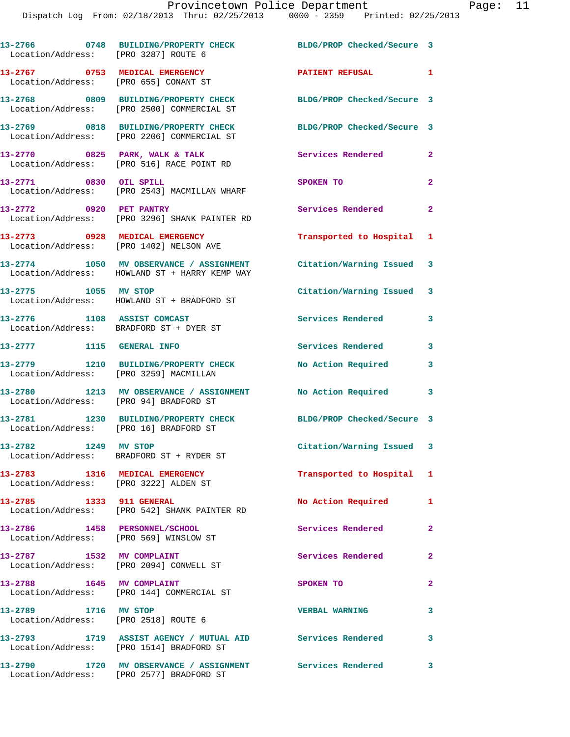13-2766 0748 BUILDING/PROPERTY CHECK BLDG/PROP Checked/Secure 3
Location/Address: [PRO 3287] ROUTE 6

13-2767 0753 MEDICAL EMERGENCY PATIENT REFUSAL 1
Location/Address: [PRO 655] CONANT ST

13-2768 0809 BUILDING/PROPERTY CHECK BLDG/PROP Checked/Secure 3
Location/Address: [PRO 2500] COMMERCIAL ST

13-2769 0818 BUILDING/PROPERTY CHECK BLDG/PROP Checked/Secure 3
Location/Address: [PRO 2206] COMMERCIAL ST

13-2770 0825 PARK, WALK & TALK Services Rendered 2
Location/Address: [PRO 516] RACE POINT RD

13-2771 0830 OIL SPILL SPOKEN TO 2
Location/Address: [PRO 2543] MACMILLAN WHARF

13-2772 0920 PET PANTRY Services Rendered 2
Location/Address: [PRO 3296] SHANK PAINTER RD

13-2773 0928 MEDICAL EMERGENCY Transported to Hospital 1
Location/Address: [PRO 1402] NELSON AVE

13-2774 1050 MV OBSERVANCE / ASSIGNMENT Citation/Warning Issued 3
Location/Address: HOWLAND ST + HARRY KEMP WAY

13-2775 1055 MV STOP Citation/Warning Issued 3
Location/Address: HOWLAND ST + BRADFORD ST

13-2776 1108 ASSIST COMCAST Services Rendered 3
Location/Address: BRADFORD ST + DYER ST

13-2777 1115 GENERAL INFO Services Rendered 3

13-2779 1210 BUILDING/PROPERTY CHECK No Action Required 3
Location/Address: [PRO 3259] MACMILLAN

13-2780 1213 MV OBSERVANCE / ASSIGNMENT No Action Required 3
Location/Address: [PRO 94] BRADFORD ST

13-2781 1230 BUILDING/PROPERTY CHECK BLDG/PROP Checked/Secure 3
Location/Address: [PRO 16] BRADFORD ST

13-2782 1249 MV STOP Citation/Warning Issued 3
Location/Address: BRADFORD ST + RYDER ST

13-2783 1316 MEDICAL EMERGENCY Transported to Hospital 1
Location/Address: [PRO 3222] ALDEN ST

13-2785 1333 911 GENERAL No Action Required 1
Location/Address: [PRO 542] SHANK PAINTER RD

13-2786 1458 PERSONNEL/SCHOOL Services Rendered 2
Location/Address: [PRO 569] WINSLOW ST

13-2787 1532 MV COMPLAINT Services Rendered 2
Location/Address: [PRO 2094] CONWELL ST

13-2788 1645 MV COMPLAINT SPOKEN TO 2
Location/Address: [PRO 144] COMMERCIAL ST

13-2789 1716 MV STOP VERBAL WARNING 3
Location/Address: [PRO 2518] ROUTE 6

13-2793 1719 ASSIST AGENCY / MUTUAL AID Services Rendered 3
Location/Address: [PRO 1514] BRADFORD ST

13-2790 1720 MV OBSERVANCE / ASSIGNMENT Services Rendered 3
Location/Address: [PRO 2577] BRADFORD ST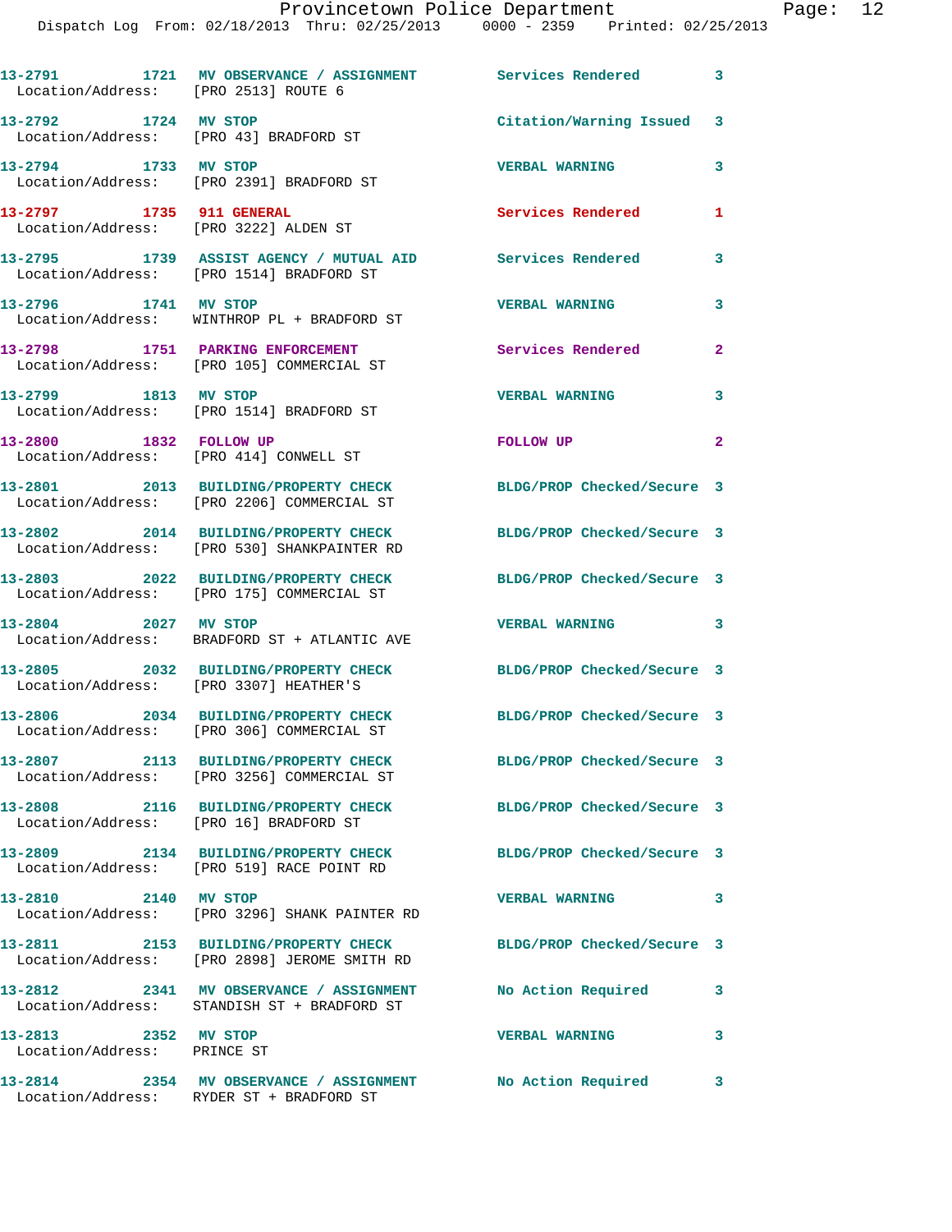| Call # | Time | Call Type | Disposition | Priority |
|---|---|---|---|---|
| 13-2791 | 1721 | MV OBSERVANCE / ASSIGNMENT | Services Rendered | 3 |
| Location/Address: [PRO 2513] ROUTE 6 | | | | |
| 13-2792 | 1724 | MV STOP | Citation/Warning Issued | 3 |
| Location/Address: [PRO 43] BRADFORD ST | | | | |
| 13-2794 | 1733 | MV STOP | VERBAL WARNING | 3 |
| Location/Address: [PRO 2391] BRADFORD ST | | | | |
| 13-2797 | 1735 | 911 GENERAL | Services Rendered | 1 |
| Location/Address: [PRO 3222] ALDEN ST | | | | |
| 13-2795 | 1739 | ASSIST AGENCY / MUTUAL AID | Services Rendered | 3 |
| Location/Address: [PRO 1514] BRADFORD ST | | | | |
| 13-2796 | 1741 | MV STOP | VERBAL WARNING | 3 |
| Location/Address: WINTHROP PL + BRADFORD ST | | | | |
| 13-2798 | 1751 | PARKING ENFORCEMENT | Services Rendered | 2 |
| Location/Address: [PRO 105] COMMERCIAL ST | | | | |
| 13-2799 | 1813 | MV STOP | VERBAL WARNING | 3 |
| Location/Address: [PRO 1514] BRADFORD ST | | | | |
| 13-2800 | 1832 | FOLLOW UP | FOLLOW UP | 2 |
| Location/Address: [PRO 414] CONWELL ST | | | | |
| 13-2801 | 2013 | BUILDING/PROPERTY CHECK | BLDG/PROP Checked/Secure | 3 |
| Location/Address: [PRO 2206] COMMERCIAL ST | | | | |
| 13-2802 | 2014 | BUILDING/PROPERTY CHECK | BLDG/PROP Checked/Secure | 3 |
| Location/Address: [PRO 530] SHANKPAINTER RD | | | | |
| 13-2803 | 2022 | BUILDING/PROPERTY CHECK | BLDG/PROP Checked/Secure | 3 |
| Location/Address: [PRO 175] COMMERCIAL ST | | | | |
| 13-2804 | 2027 | MV STOP | VERBAL WARNING | 3 |
| Location/Address: BRADFORD ST + ATLANTIC AVE | | | | |
| 13-2805 | 2032 | BUILDING/PROPERTY CHECK | BLDG/PROP Checked/Secure | 3 |
| Location/Address: [PRO 3307] HEATHER'S | | | | |
| 13-2806 | 2034 | BUILDING/PROPERTY CHECK | BLDG/PROP Checked/Secure | 3 |
| Location/Address: [PRO 306] COMMERCIAL ST | | | | |
| 13-2807 | 2113 | BUILDING/PROPERTY CHECK | BLDG/PROP Checked/Secure | 3 |
| Location/Address: [PRO 3256] COMMERCIAL ST | | | | |
| 13-2808 | 2116 | BUILDING/PROPERTY CHECK | BLDG/PROP Checked/Secure | 3 |
| Location/Address: [PRO 16] BRADFORD ST | | | | |
| 13-2809 | 2134 | BUILDING/PROPERTY CHECK | BLDG/PROP Checked/Secure | 3 |
| Location/Address: [PRO 519] RACE POINT RD | | | | |
| 13-2810 | 2140 | MV STOP | VERBAL WARNING | 3 |
| Location/Address: [PRO 3296] SHANK PAINTER RD | | | | |
| 13-2811 | 2153 | BUILDING/PROPERTY CHECK | BLDG/PROP Checked/Secure | 3 |
| Location/Address: [PRO 2898] JEROME SMITH RD | | | | |
| 13-2812 | 2341 | MV OBSERVANCE / ASSIGNMENT | No Action Required | 3 |
| Location/Address: STANDISH ST + BRADFORD ST | | | | |
| 13-2813 | 2352 | MV STOP | VERBAL WARNING | 3 |
| Location/Address: PRINCE ST | | | | |
| 13-2814 | 2354 | MV OBSERVANCE / ASSIGNMENT | No Action Required | 3 |
| Location/Address: RYDER ST + BRADFORD ST | | | | |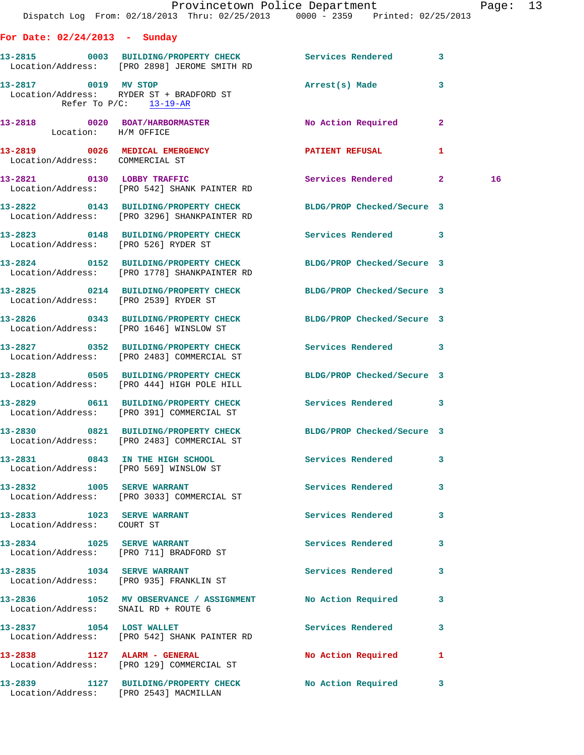## For Date: 02/24/2013 - Sunday

**13-2815** 0003 **BUILDING/PROPERTY CHECK** Services Rendered 3
Location/Address: [PRO 2898] JEROME SMITH RD

**13-2817** 0019 **MV STOP** Arrest(s) Made 3
Location/Address: RYDER ST + BRADFORD ST
Refer To P/C: 13-19-AR

**13-2818** 0020 **BOAT/HARBORMASTER** No Action Required 2
Location: H/M OFFICE

**13-2819** 0026 **MEDICAL EMERGENCY** PATIENT REFUSAL 1
Location/Address: COMMERCIAL ST

**13-2821** 0130 **LOBBY TRAFFIC** Services Rendered 2 16
Location/Address: [PRO 542] SHANK PAINTER RD

**13-2822** 0143 **BUILDING/PROPERTY CHECK** BLDG/PROP Checked/Secure 3
Location/Address: [PRO 3296] SHANKPAINTER RD

**13-2823** 0148 **BUILDING/PROPERTY CHECK** Services Rendered 3
Location/Address: [PRO 526] RYDER ST

**13-2824** 0152 **BUILDING/PROPERTY CHECK** BLDG/PROP Checked/Secure 3
Location/Address: [PRO 1778] SHANKPAINTER RD

**13-2825** 0214 **BUILDING/PROPERTY CHECK** BLDG/PROP Checked/Secure 3
Location/Address: [PRO 2539] RYDER ST

**13-2826** 0343 **BUILDING/PROPERTY CHECK** BLDG/PROP Checked/Secure 3
Location/Address: [PRO 1646] WINSLOW ST

**13-2827** 0352 **BUILDING/PROPERTY CHECK** Services Rendered 3
Location/Address: [PRO 2483] COMMERCIAL ST

**13-2828** 0505 **BUILDING/PROPERTY CHECK** BLDG/PROP Checked/Secure 3
Location/Address: [PRO 444] HIGH POLE HILL

**13-2829** 0611 **BUILDING/PROPERTY CHECK** Services Rendered 3
Location/Address: [PRO 391] COMMERCIAL ST

**13-2830** 0821 **BUILDING/PROPERTY CHECK** BLDG/PROP Checked/Secure 3
Location/Address: [PRO 2483] COMMERCIAL ST

**13-2831** 0843 **IN THE HIGH SCHOOL** Services Rendered 3
Location/Address: [PRO 569] WINSLOW ST

**13-2832** 1005 **SERVE WARRANT** Services Rendered 3
Location/Address: [PRO 3033] COMMERCIAL ST

**13-2833** 1023 **SERVE WARRANT** Services Rendered 3
Location/Address: COURT ST

**13-2834** 1025 **SERVE WARRANT** Services Rendered 3
Location/Address: [PRO 711] BRADFORD ST

**13-2835** 1034 **SERVE WARRANT** Services Rendered 3
Location/Address: [PRO 935] FRANKLIN ST

**13-2836** 1052 **MV OBSERVANCE / ASSIGNMENT** No Action Required 3
Location/Address: SNAIL RD + ROUTE 6

**13-2837** 1054 **LOST WALLET** Services Rendered 3
Location/Address: [PRO 542] SHANK PAINTER RD

**13-2838** 1127 **ALARM - GENERAL** No Action Required 1
Location/Address: [PRO 129] COMMERCIAL ST

**13-2839** 1127 **BUILDING/PROPERTY CHECK** No Action Required 3
Location/Address: [PRO 2543] MACMILLAN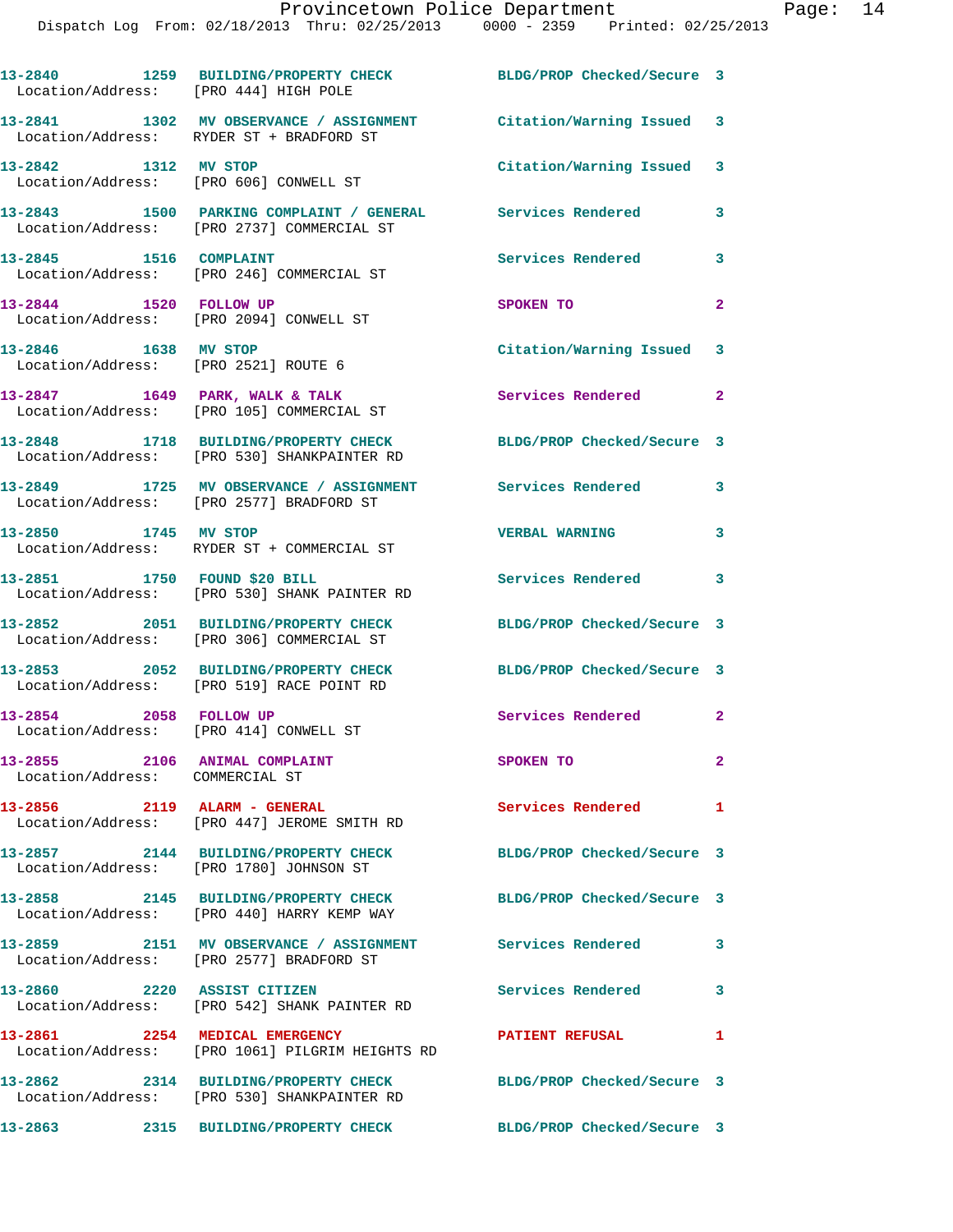13-2840 1259 BUILDING/PROPERTY CHECK BLDG/PROP Checked/Secure 3
Location/Address: [PRO 444] HIGH POLE

13-2841 1302 MV OBSERVANCE / ASSIGNMENT Citation/Warning Issued 3
Location/Address: RYDER ST + BRADFORD ST

13-2842 1312 MV STOP Citation/Warning Issued 3
Location/Address: [PRO 606] CONWELL ST

13-2843 1500 PARKING COMPLAINT / GENERAL Services Rendered 3
Location/Address: [PRO 2737] COMMERCIAL ST

13-2845 1516 COMPLAINT Services Rendered 3
Location/Address: [PRO 246] COMMERCIAL ST

13-2844 1520 FOLLOW UP SPOKEN TO 2
Location/Address: [PRO 2094] CONWELL ST

13-2846 1638 MV STOP Citation/Warning Issued 3
Location/Address: [PRO 2521] ROUTE 6

13-2847 1649 PARK, WALK & TALK Services Rendered 2
Location/Address: [PRO 105] COMMERCIAL ST

13-2848 1718 BUILDING/PROPERTY CHECK BLDG/PROP Checked/Secure 3
Location/Address: [PRO 530] SHANKPAINTER RD

13-2849 1725 MV OBSERVANCE / ASSIGNMENT Services Rendered 3
Location/Address: [PRO 2577] BRADFORD ST

13-2850 1745 MV STOP VERBAL WARNING 3
Location/Address: RYDER ST + COMMERCIAL ST

13-2851 1750 FOUND $20 BILL Services Rendered 3
Location/Address: [PRO 530] SHANK PAINTER RD

13-2852 2051 BUILDING/PROPERTY CHECK BLDG/PROP Checked/Secure 3
Location/Address: [PRO 306] COMMERCIAL ST

13-2853 2052 BUILDING/PROPERTY CHECK BLDG/PROP Checked/Secure 3
Location/Address: [PRO 519] RACE POINT RD

13-2854 2058 FOLLOW UP Services Rendered 2
Location/Address: [PRO 414] CONWELL ST

13-2855 2106 ANIMAL COMPLAINT SPOKEN TO 2
Location/Address: COMMERCIAL ST

13-2856 2119 ALARM - GENERAL Services Rendered 1
Location/Address: [PRO 447] JEROME SMITH RD

13-2857 2144 BUILDING/PROPERTY CHECK BLDG/PROP Checked/Secure 3
Location/Address: [PRO 1780] JOHNSON ST

13-2858 2145 BUILDING/PROPERTY CHECK BLDG/PROP Checked/Secure 3
Location/Address: [PRO 440] HARRY KEMP WAY

13-2859 2151 MV OBSERVANCE / ASSIGNMENT Services Rendered 3
Location/Address: [PRO 2577] BRADFORD ST

13-2860 2220 ASSIST CITIZEN Services Rendered 3
Location/Address: [PRO 542] SHANK PAINTER RD

13-2861 2254 MEDICAL EMERGENCY PATIENT REFUSAL 1
Location/Address: [PRO 1061] PILGRIM HEIGHTS RD

13-2862 2314 BUILDING/PROPERTY CHECK BLDG/PROP Checked/Secure 3
Location/Address: [PRO 530] SHANKPAINTER RD

13-2863 2315 BUILDING/PROPERTY CHECK BLDG/PROP Checked/Secure 3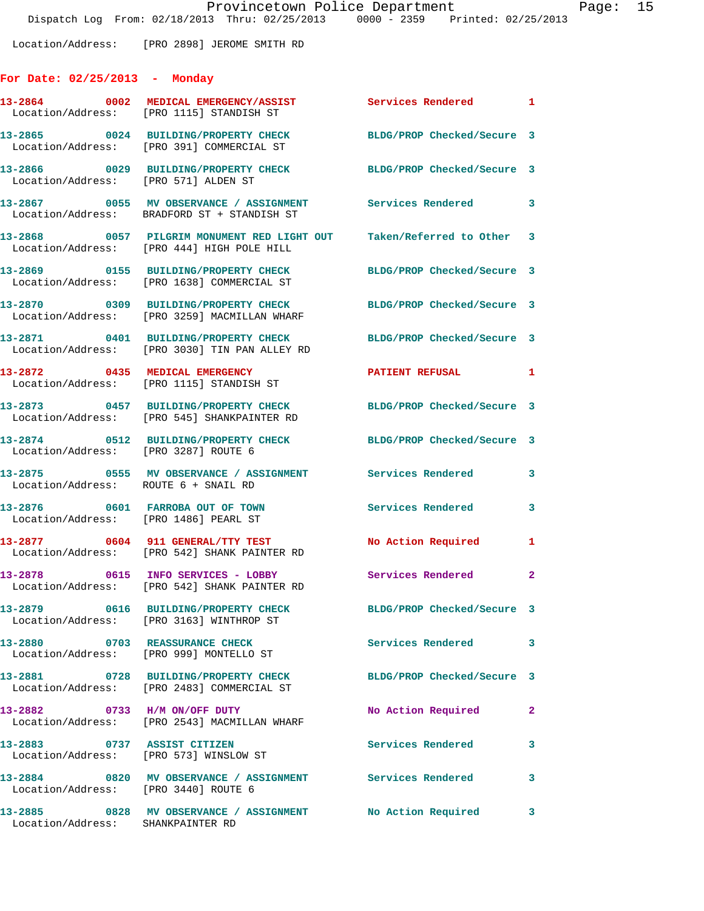Location/Address: [PRO 2898] JEROME SMITH RD

## For Date: 02/25/2013 - Monday

**13-2864 0002 MEDICAL EMERGENCY/ASSIST** Services Rendered 1
Location/Address: [PRO 1115] STANDISH ST

**13-2865 0024 BUILDING/PROPERTY CHECK** BLDG/PROP Checked/Secure 3
Location/Address: [PRO 391] COMMERCIAL ST

**13-2866 0029 BUILDING/PROPERTY CHECK** BLDG/PROP Checked/Secure 3
Location/Address: [PRO 571] ALDEN ST

**13-2867 0055 MV OBSERVANCE / ASSIGNMENT** Services Rendered 3
Location/Address: BRADFORD ST + STANDISH ST

**13-2868 0057 PILGRIM MONUMENT RED LIGHT OUT** Taken/Referred to Other 3
Location/Address: [PRO 444] HIGH POLE HILL

**13-2869 0155 BUILDING/PROPERTY CHECK** BLDG/PROP Checked/Secure 3
Location/Address: [PRO 1638] COMMERCIAL ST

**13-2870 0309 BUILDING/PROPERTY CHECK** BLDG/PROP Checked/Secure 3
Location/Address: [PRO 3259] MACMILLAN WHARF

**13-2871 0401 BUILDING/PROPERTY CHECK** BLDG/PROP Checked/Secure 3
Location/Address: [PRO 3030] TIN PAN ALLEY RD

**13-2872 0435 MEDICAL EMERGENCY** PATIENT REFUSAL 1
Location/Address: [PRO 1115] STANDISH ST

**13-2873 0457 BUILDING/PROPERTY CHECK** BLDG/PROP Checked/Secure 3
Location/Address: [PRO 545] SHANKPAINTER RD

**13-2874 0512 BUILDING/PROPERTY CHECK** BLDG/PROP Checked/Secure 3
Location/Address: [PRO 3287] ROUTE 6

**13-2875 0555 MV OBSERVANCE / ASSIGNMENT** Services Rendered 3
Location/Address: ROUTE 6 + SNAIL RD

**13-2876 0601 FARROBA OUT OF TOWN** Services Rendered 3
Location/Address: [PRO 1486] PEARL ST

**13-2877 0604 911 GENERAL/TTY TEST** No Action Required 1
Location/Address: [PRO 542] SHANK PAINTER RD

**13-2878 0615 INFO SERVICES - LOBBY** Services Rendered 2
Location/Address: [PRO 542] SHANK PAINTER RD

**13-2879 0616 BUILDING/PROPERTY CHECK** BLDG/PROP Checked/Secure 3
Location/Address: [PRO 3163] WINTHROP ST

**13-2880 0703 REASSURANCE CHECK** Services Rendered 3
Location/Address: [PRO 999] MONTELLO ST

**13-2881 0728 BUILDING/PROPERTY CHECK** BLDG/PROP Checked/Secure 3
Location/Address: [PRO 2483] COMMERCIAL ST

**13-2882 0733 H/M ON/OFF DUTY** No Action Required 2
Location/Address: [PRO 2543] MACMILLAN WHARF

**13-2883 0737 ASSIST CITIZEN** Services Rendered 3
Location/Address: [PRO 573] WINSLOW ST

**13-2884 0820 MV OBSERVANCE / ASSIGNMENT** Services Rendered 3
Location/Address: [PRO 3440] ROUTE 6

**13-2885 0828 MV OBSERVANCE / ASSIGNMENT** No Action Required 3
Location/Address: SHANKPAINTER RD